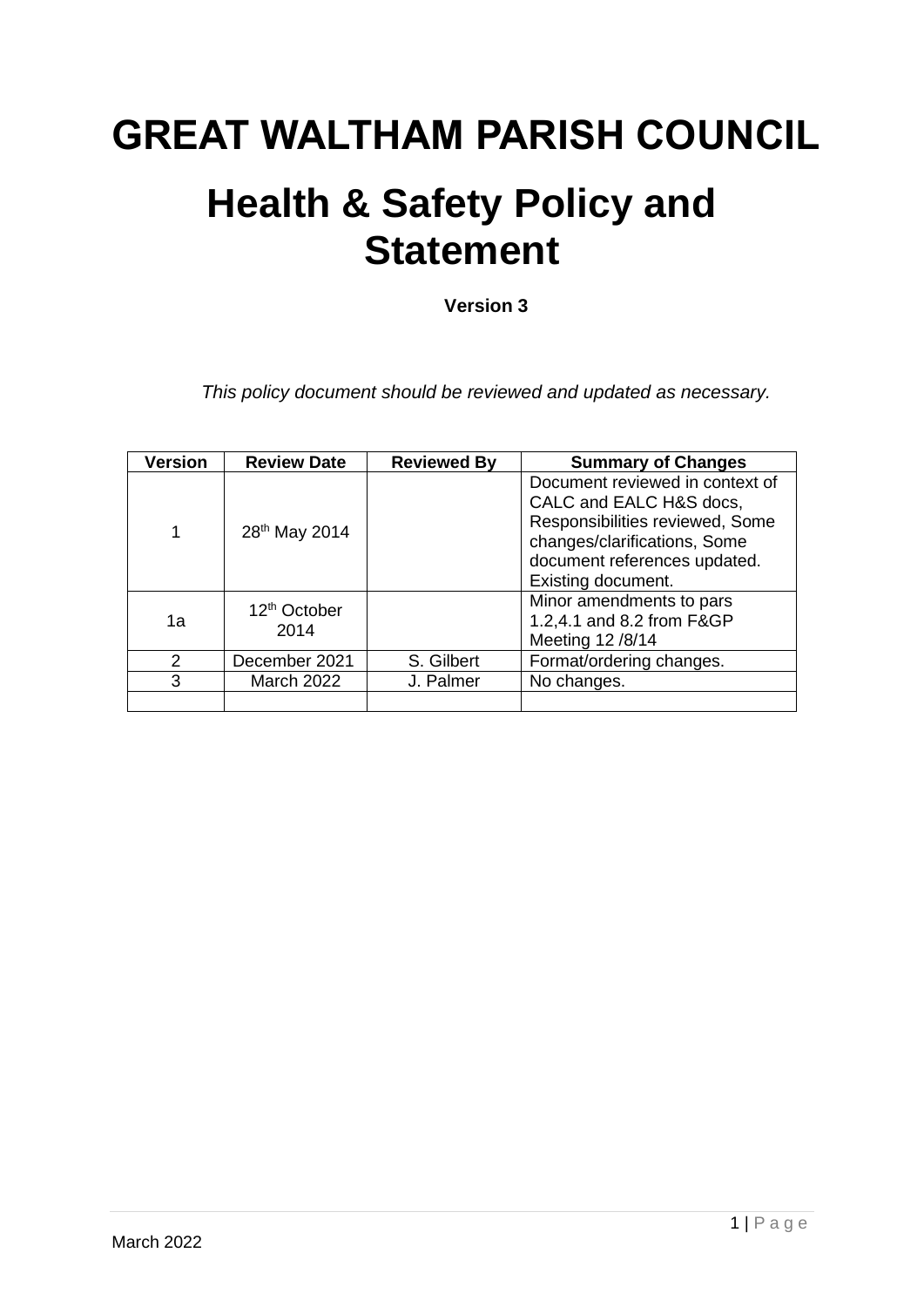# GREAT WALTHAM PARISH COUNCIL

# Health & Safety Policy and Statement

**Version 3**

*This policy document should be reviewed and updated as necessary.*

| Version | Review Date | Reviewed By | Summary of Changes |
| --- | --- | --- | --- |
| 1 | 28th May 2014 | | Document reviewed in context of CALC and EALC H&S docs, Responsibilities reviewed, Some changes/clarifications, Some document references updated. Existing document. |
| 1a | 12th October 2014 | | Minor amendments to pars 1.2,4.1 and 8.2 from F&GP Meeting 12 /8/14 |
| 2 | December 2021 | S. Gilbert | Format/ordering changes. |
| 3 | March 2022 | J. Palmer | No changes. |
| | | | |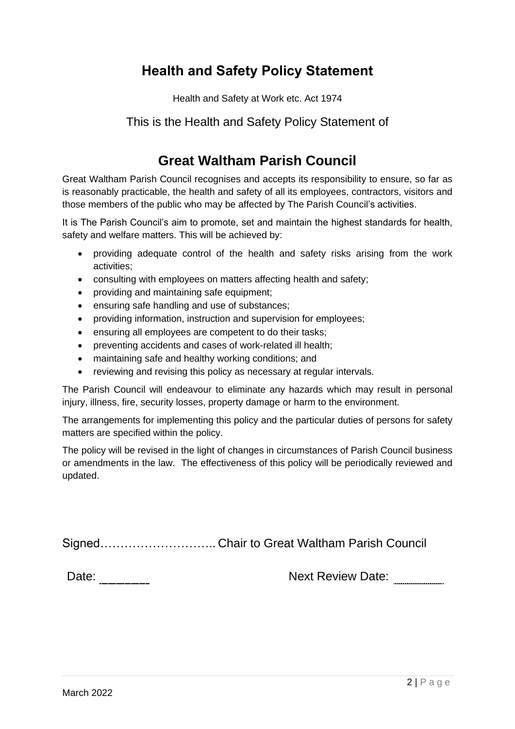# Health and Safety Policy Statement

Health and Safety at Work etc. Act 1974

This is the Health and Safety Policy Statement of

## Great Waltham Parish Council

Great Waltham Parish Council recognises and accepts its responsibility to ensure, so far as is reasonably practicable, the health and safety of all its employees, contractors, visitors and those members of the public who may be affected by The Parish Council's activities.

It is The Parish Council's aim to promote, set and maintain the highest standards for health, safety and welfare matters. This will be achieved by:

- providing adequate control of the health and safety risks arising from the work activities;
- consulting with employees on matters affecting health and safety;
- providing and maintaining safe equipment;
- ensuring safe handling and use of substances;
- providing information, instruction and supervision for employees;
- ensuring all employees are competent to do their tasks;
- preventing accidents and cases of work-related ill health;
- maintaining safe and healthy working conditions; and
- reviewing and revising this policy as necessary at regular intervals.

The Parish Council will endeavour to eliminate any hazards which may result in personal injury, illness, fire, security losses, property damage or harm to the environment.

The arrangements for implementing this policy and the particular duties of persons for safety matters are specified within the policy.

The policy will be revised in the light of changes in circumstances of Parish Council business or amendments in the law. The effectiveness of this policy will be periodically reviewed and updated.

Signed……………………….. Chair to Great Waltham Parish Council

Date: _______ Next Review Date: ..........................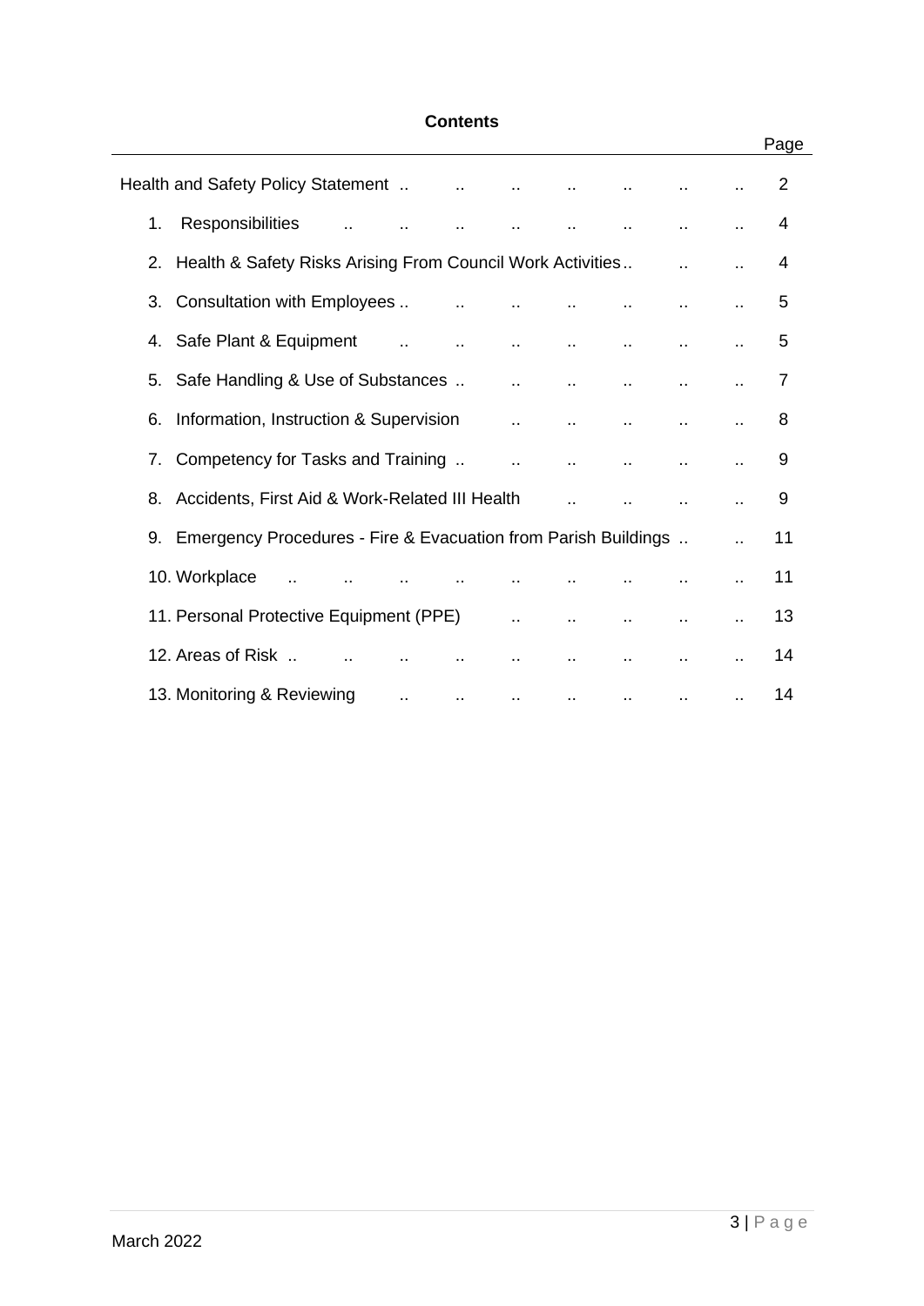## Contents

| | Page |
|---|---|
| Health and Safety Policy Statement | 2 |
| 1. Responsibilities | 4 |
| 2. Health & Safety Risks Arising From Council Work Activities | 4 |
| 3. Consultation with Employees | 5 |
| 4. Safe Plant & Equipment | 5 |
| 5. Safe Handling & Use of Substances | 7 |
| 6. Information, Instruction & Supervision | 8 |
| 7. Competency for Tasks and Training | 9 |
| 8. Accidents, First Aid & Work-Related Ill Health | 9 |
| 9. Emergency Procedures - Fire & Evacuation from Parish Buildings | 11 |
| 10. Workplace | 11 |
| 11. Personal Protective Equipment (PPE) | 13 |
| 12. Areas of Risk | 14 |
| 13. Monitoring & Reviewing | 14 |

March 2022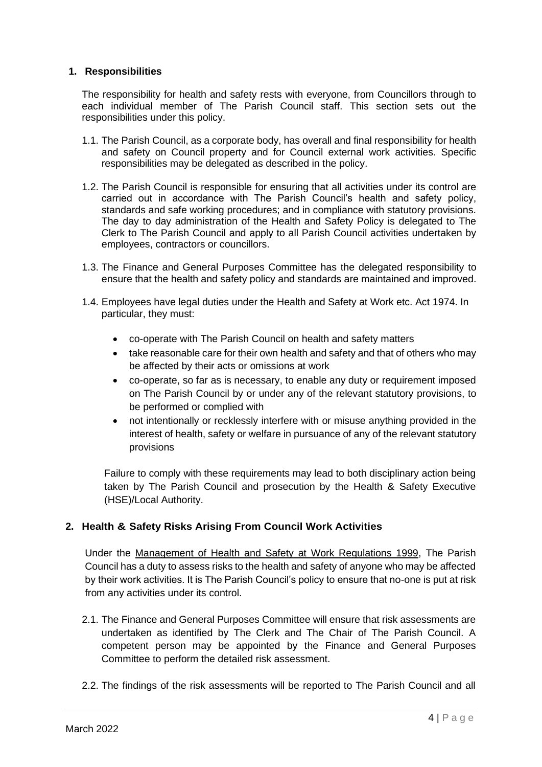## 1. Responsibilities

The responsibility for health and safety rests with everyone, from Councillors through to each individual member of The Parish Council staff. This section sets out the responsibilities under this policy.

1.1. The Parish Council, as a corporate body, has overall and final responsibility for health and safety on Council property and for Council external work activities. Specific responsibilities may be delegated as described in the policy.

1.2. The Parish Council is responsible for ensuring that all activities under its control are carried out in accordance with The Parish Council's health and safety policy, standards and safe working procedures; and in compliance with statutory provisions. The day to day administration of the Health and Safety Policy is delegated to The Clerk to The Parish Council and apply to all Parish Council activities undertaken by employees, contractors or councillors.

1.3. The Finance and General Purposes Committee has the delegated responsibility to ensure that the health and safety policy and standards are maintained and improved.

1.4. Employees have legal duties under the Health and Safety at Work etc. Act 1974. In particular, they must:

- co-operate with The Parish Council on health and safety matters
- take reasonable care for their own health and safety and that of others who may be affected by their acts or omissions at work
- co-operate, so far as is necessary, to enable any duty or requirement imposed on The Parish Council by or under any of the relevant statutory provisions, to be performed or complied with
- not intentionally or recklessly interfere with or misuse anything provided in the interest of health, safety or welfare in pursuance of any of the relevant statutory provisions

Failure to comply with these requirements may lead to both disciplinary action being taken by The Parish Council and prosecution by the Health & Safety Executive (HSE)/Local Authority.

## 2. Health & Safety Risks Arising From Council Work Activities

Under the Management of Health and Safety at Work Regulations 1999, The Parish Council has a duty to assess risks to the health and safety of anyone who may be affected by their work activities. It is The Parish Council's policy to ensure that no-one is put at risk from any activities under its control.

2.1. The Finance and General Purposes Committee will ensure that risk assessments are undertaken as identified by The Clerk and The Chair of The Parish Council. A competent person may be appointed by the Finance and General Purposes Committee to perform the detailed risk assessment.

2.2. The findings of the risk assessments will be reported to The Parish Council and all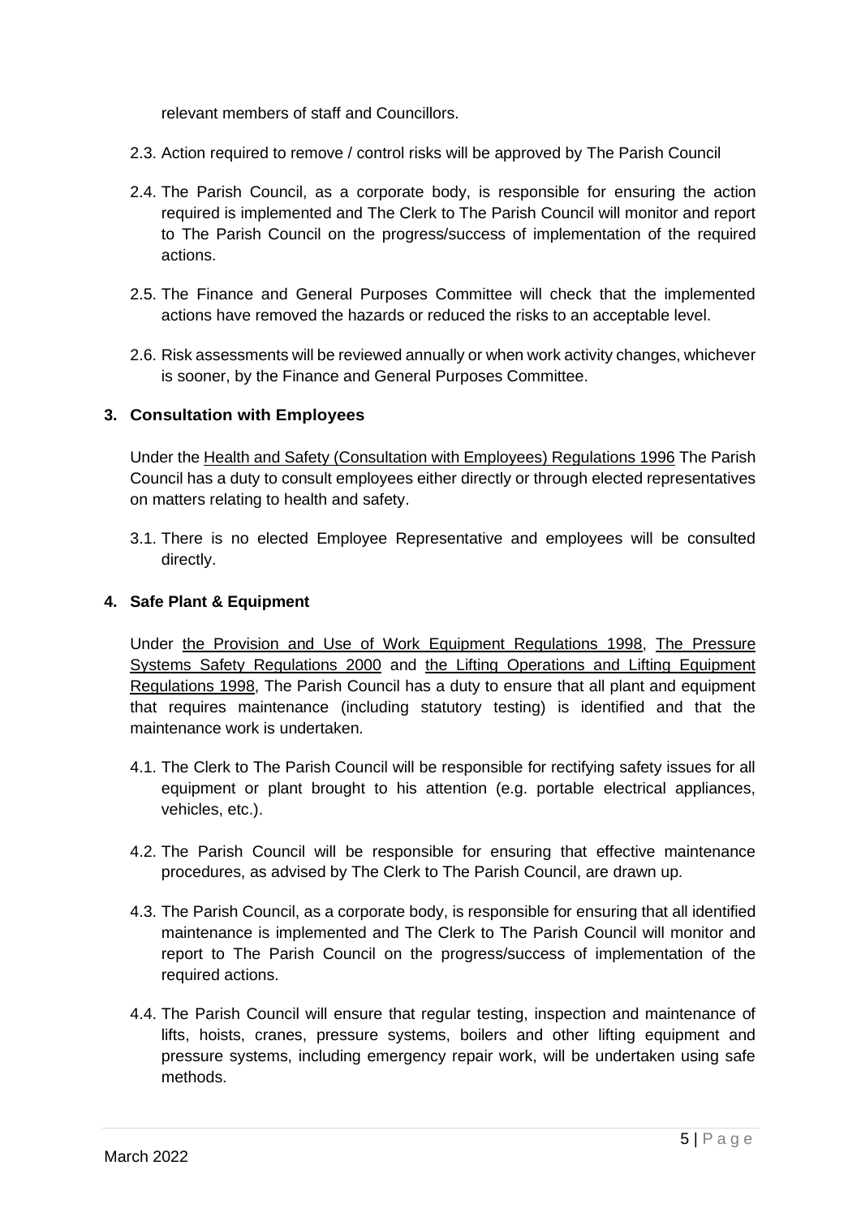relevant members of staff and Councillors.

2.3. Action required to remove / control risks will be approved by The Parish Council

2.4. The Parish Council, as a corporate body, is responsible for ensuring the action required is implemented and The Clerk to The Parish Council will monitor and report to The Parish Council on the progress/success of implementation of the required actions.

2.5. The Finance and General Purposes Committee will check that the implemented actions have removed the hazards or reduced the risks to an acceptable level.

2.6. Risk assessments will be reviewed annually or when work activity changes, whichever is sooner, by the Finance and General Purposes Committee.

## 3. Consultation with Employees

Under the Health and Safety (Consultation with Employees) Regulations 1996 The Parish Council has a duty to consult employees either directly or through elected representatives on matters relating to health and safety.

3.1. There is no elected Employee Representative and employees will be consulted directly.

## 4. Safe Plant & Equipment

Under the Provision and Use of Work Equipment Regulations 1998, The Pressure Systems Safety Regulations 2000 and the Lifting Operations and Lifting Equipment Regulations 1998, The Parish Council has a duty to ensure that all plant and equipment that requires maintenance (including statutory testing) is identified and that the maintenance work is undertaken.

4.1. The Clerk to The Parish Council will be responsible for rectifying safety issues for all equipment or plant brought to his attention (e.g. portable electrical appliances, vehicles, etc.).

4.2. The Parish Council will be responsible for ensuring that effective maintenance procedures, as advised by The Clerk to The Parish Council, are drawn up.

4.3. The Parish Council, as a corporate body, is responsible for ensuring that all identified maintenance is implemented and The Clerk to The Parish Council will monitor and report to The Parish Council on the progress/success of implementation of the required actions.

4.4. The Parish Council will ensure that regular testing, inspection and maintenance of lifts, hoists, cranes, pressure systems, boilers and other lifting equipment and pressure systems, including emergency repair work, will be undertaken using safe methods.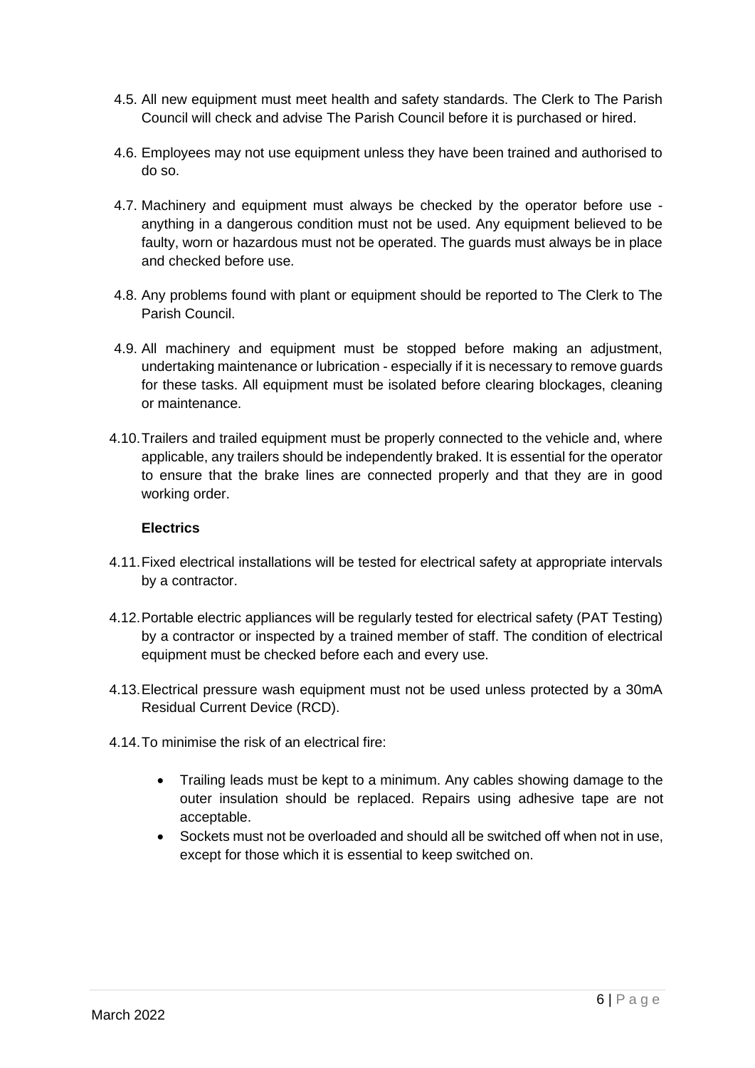4.5. All new equipment must meet health and safety standards. The Clerk to The Parish Council will check and advise The Parish Council before it is purchased or hired.

4.6. Employees may not use equipment unless they have been trained and authorised to do so.

4.7. Machinery and equipment must always be checked by the operator before use - anything in a dangerous condition must not be used. Any equipment believed to be faulty, worn or hazardous must not be operated. The guards must always be in place and checked before use.

4.8. Any problems found with plant or equipment should be reported to The Clerk to The Parish Council.

4.9. All machinery and equipment must be stopped before making an adjustment, undertaking maintenance or lubrication - especially if it is necessary to remove guards for these tasks. All equipment must be isolated before clearing blockages, cleaning or maintenance.

4.10. Trailers and trailed equipment must be properly connected to the vehicle and, where applicable, any trailers should be independently braked. It is essential for the operator to ensure that the brake lines are connected properly and that they are in good working order.

**Electrics**

4.11. Fixed electrical installations will be tested for electrical safety at appropriate intervals by a contractor.

4.12. Portable electric appliances will be regularly tested for electrical safety (PAT Testing) by a contractor or inspected by a trained member of staff. The condition of electrical equipment must be checked before each and every use.

4.13. Electrical pressure wash equipment must not be used unless protected by a 30mA Residual Current Device (RCD).

4.14. To minimise the risk of an electrical fire:

- Trailing leads must be kept to a minimum. Any cables showing damage to the outer insulation should be replaced. Repairs using adhesive tape are not acceptable.
- Sockets must not be overloaded and should all be switched off when not in use, except for those which it is essential to keep switched on.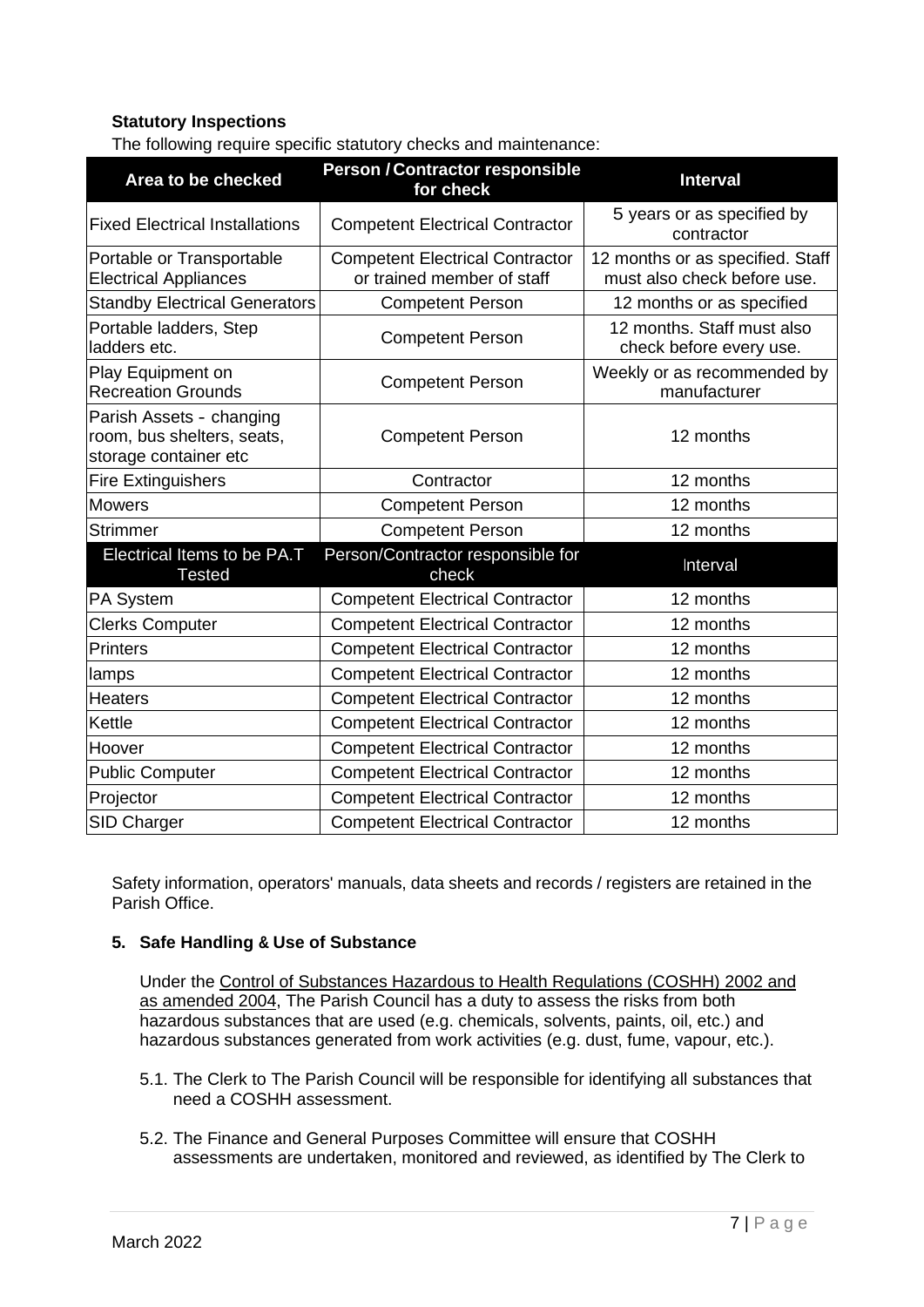**Statutory Inspections**

The following require specific statutory checks and maintenance:

| Area to be checked | Person / Contractor responsible for check | Interval |
|---|---|---|
| Fixed Electrical Installations | Competent Electrical Contractor | 5 years or as specified by contractor |
| Portable or Transportable Electrical Appliances | Competent Electrical Contractor or trained member of staff | 12 months or as specified. Staff must also check before use. |
| Standby Electrical Generators | Competent Person | 12 months or as specified |
| Portable ladders, Step ladders etc. | Competent Person | 12 months. Staff must also check before every use. |
| Play Equipment on Recreation Grounds | Competent Person | Weekly or as recommended by manufacturer |
| Parish Assets - changing room, bus shelters, seats, storage container etc | Competent Person | 12 months |
| Fire Extinguishers | Contractor | 12 months |
| Mowers | Competent Person | 12 months |
| Strimmer | Competent Person | 12 months |
| **Electrical Items to be PA.T Tested** | **Person/Contractor responsible for check** | **Interval** |
| PA System | Competent Electrical Contractor | 12 months |
| Clerks Computer | Competent Electrical Contractor | 12 months |
| Printers | Competent Electrical Contractor | 12 months |
| lamps | Competent Electrical Contractor | 12 months |
| Heaters | Competent Electrical Contractor | 12 months |
| Kettle | Competent Electrical Contractor | 12 months |
| Hoover | Competent Electrical Contractor | 12 months |
| Public Computer | Competent Electrical Contractor | 12 months |
| Projector | Competent Electrical Contractor | 12 months |
| SID Charger | Competent Electrical Contractor | 12 months |

Safety information, operators' manuals, data sheets and records / registers are retained in the Parish Office.

## 5. Safe Handling & Use of Substance

Under the Control of Substances Hazardous to Health Regulations (COSHH) 2002 and as amended 2004, The Parish Council has a duty to assess the risks from both hazardous substances that are used (e.g. chemicals, solvents, paints, oil, etc.) and hazardous substances generated from work activities (e.g. dust, fume, vapour, etc.).

5.1. The Clerk to The Parish Council will be responsible for identifying all substances that need a COSHH assessment.

5.2. The Finance and General Purposes Committee will ensure that COSHH assessments are undertaken, monitored and reviewed, as identified by The Clerk to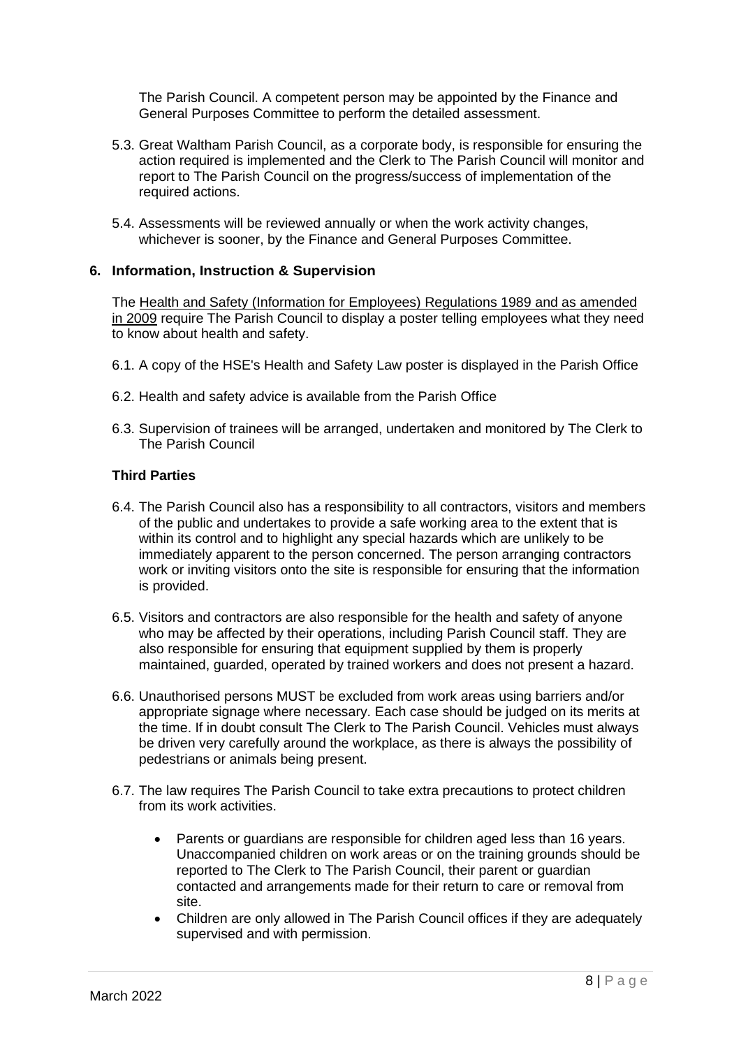The Parish Council. A competent person may be appointed by the Finance and General Purposes Committee to perform the detailed assessment.

5.3. Great Waltham Parish Council, as a corporate body, is responsible for ensuring the action required is implemented and the Clerk to The Parish Council will monitor and report to The Parish Council on the progress/success of implementation of the required actions.

5.4. Assessments will be reviewed annually or when the work activity changes, whichever is sooner, by the Finance and General Purposes Committee.

## 6. Information, Instruction & Supervision

The Health and Safety (Information for Employees) Regulations 1989 and as amended in 2009 require The Parish Council to display a poster telling employees what they need to know about health and safety.

6.1. A copy of the HSE's Health and Safety Law poster is displayed in the Parish Office

6.2. Health and safety advice is available from the Parish Office

6.3. Supervision of trainees will be arranged, undertaken and monitored by The Clerk to The Parish Council

### Third Parties

6.4. The Parish Council also has a responsibility to all contractors, visitors and members of the public and undertakes to provide a safe working area to the extent that is within its control and to highlight any special hazards which are unlikely to be immediately apparent to the person concerned. The person arranging contractors work or inviting visitors onto the site is responsible for ensuring that the information is provided.

6.5. Visitors and contractors are also responsible for the health and safety of anyone who may be affected by their operations, including Parish Council staff. They are also responsible for ensuring that equipment supplied by them is properly maintained, guarded, operated by trained workers and does not present a hazard.

6.6. Unauthorised persons MUST be excluded from work areas using barriers and/or appropriate signage where necessary. Each case should be judged on its merits at the time. If in doubt consult The Clerk to The Parish Council. Vehicles must always be driven very carefully around the workplace, as there is always the possibility of pedestrians or animals being present.

6.7. The law requires The Parish Council to take extra precautions to protect children from its work activities.

- Parents or guardians are responsible for children aged less than 16 years. Unaccompanied children on work areas or on the training grounds should be reported to The Clerk to The Parish Council, their parent or guardian contacted and arrangements made for their return to care or removal from site.
- Children are only allowed in The Parish Council offices if they are adequately supervised and with permission.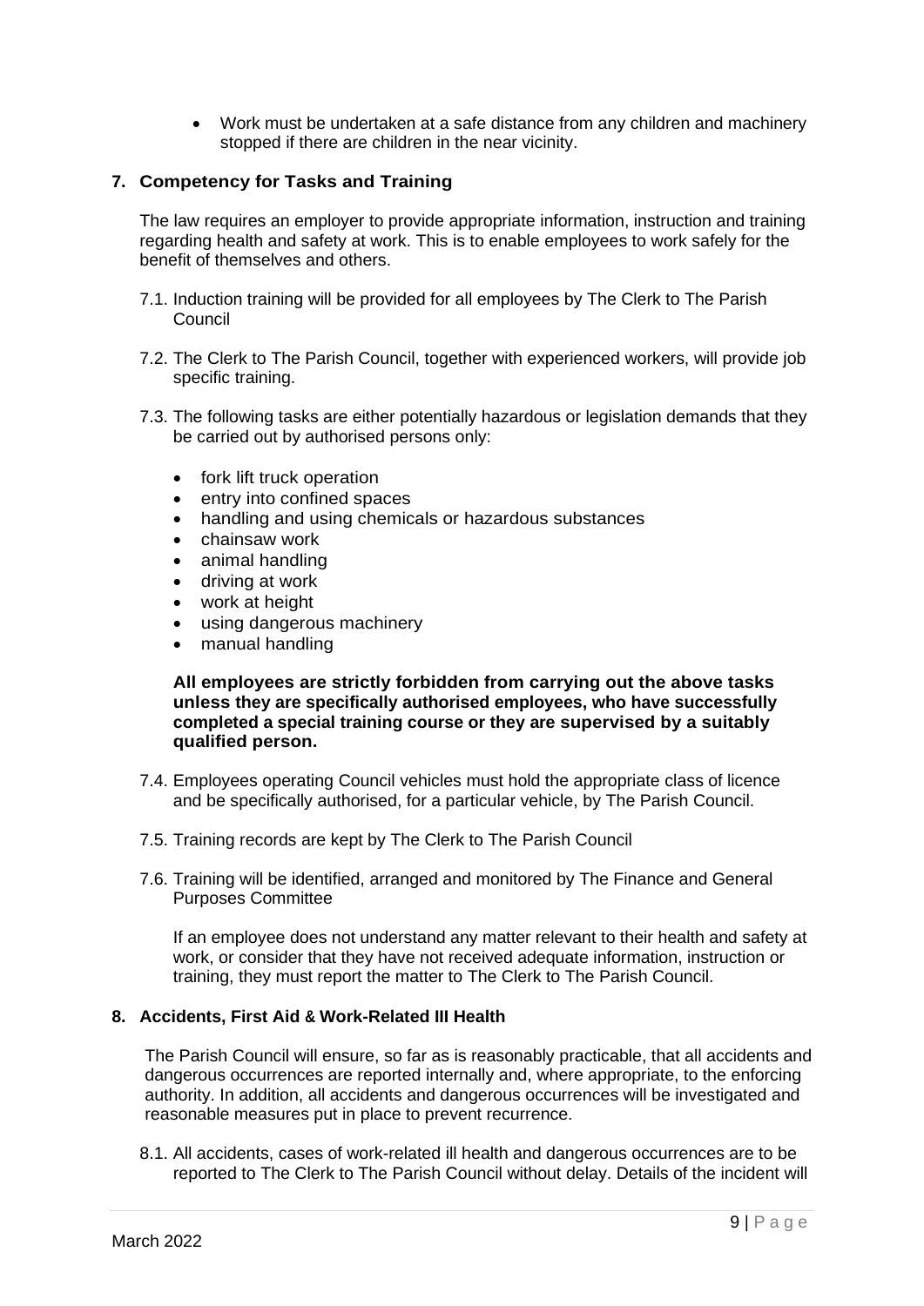- Work must be undertaken at a safe distance from any children and machinery stopped if there are children in the near vicinity.

## 7. Competency for Tasks and Training

The law requires an employer to provide appropriate information, instruction and training regarding health and safety at work. This is to enable employees to work safely for the benefit of themselves and others.

7.1. Induction training will be provided for all employees by The Clerk to The Parish Council

7.2. The Clerk to The Parish Council, together with experienced workers, will provide job specific training.

7.3. The following tasks are either potentially hazardous or legislation demands that they be carried out by authorised persons only:

- fork lift truck operation
- entry into confined spaces
- handling and using chemicals or hazardous substances
- chainsaw work
- animal handling
- driving at work
- work at height
- using dangerous machinery
- manual handling

**All employees are strictly forbidden from carrying out the above tasks unless they are specifically authorised employees, who have successfully completed a special training course or they are supervised by a suitably qualified person.**

7.4. Employees operating Council vehicles must hold the appropriate class of licence and be specifically authorised, for a particular vehicle, by The Parish Council.

7.5. Training records are kept by The Clerk to The Parish Council

7.6. Training will be identified, arranged and monitored by The Finance and General Purposes Committee

If an employee does not understand any matter relevant to their health and safety at work, or consider that they have not received adequate information, instruction or training, they must report the matter to The Clerk to The Parish Council.

## 8. Accidents, First Aid & Work-Related Ill Health

The Parish Council will ensure, so far as is reasonably practicable, that all accidents and dangerous occurrences are reported internally and, where appropriate, to the enforcing authority. In addition, all accidents and dangerous occurrences will be investigated and reasonable measures put in place to prevent recurrence.

8.1. All accidents, cases of work-related ill health and dangerous occurrences are to be reported to The Clerk to The Parish Council without delay. Details of the incident will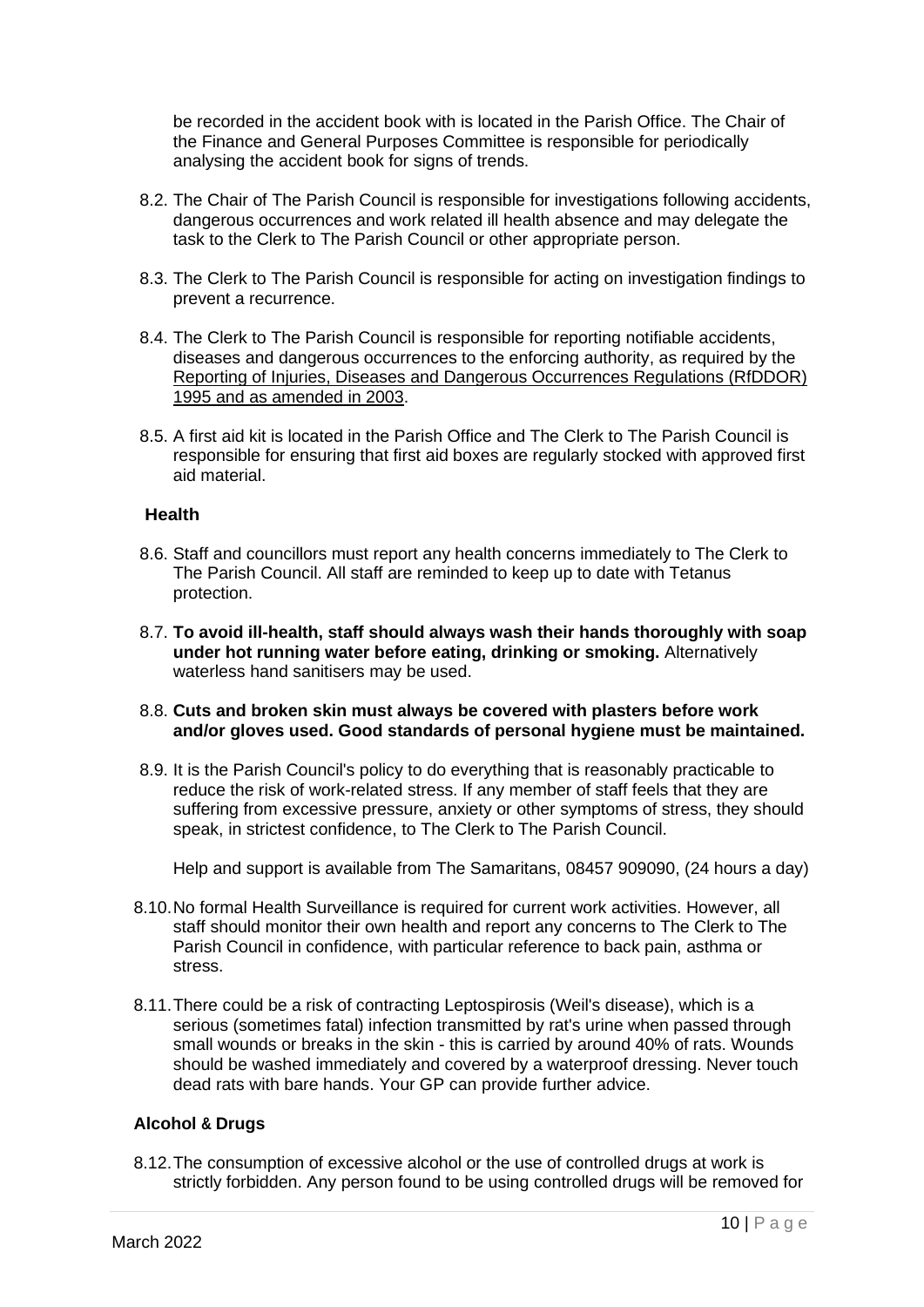be recorded in the accident book with is located in the Parish Office. The Chair of the Finance and General Purposes Committee is responsible for periodically analysing the accident book for signs of trends.

8.2. The Chair of The Parish Council is responsible for investigations following accidents, dangerous occurrences and work related ill health absence and may delegate the task to the Clerk to The Parish Council or other appropriate person.

8.3. The Clerk to The Parish Council is responsible for acting on investigation findings to prevent a recurrence.

8.4. The Clerk to The Parish Council is responsible for reporting notifiable accidents, diseases and dangerous occurrences to the enforcing authority, as required by the Reporting of Injuries, Diseases and Dangerous Occurrences Regulations (RfDDOR) 1995 and as amended in 2003.

8.5. A first aid kit is located in the Parish Office and The Clerk to The Parish Council is responsible for ensuring that first aid boxes are regularly stocked with approved first aid material.

**Health**

8.6. Staff and councillors must report any health concerns immediately to The Clerk to The Parish Council. All staff are reminded to keep up to date with Tetanus protection.

8.7. **To avoid ill-health, staff should always wash their hands thoroughly with soap under hot running water before eating, drinking or smoking.** Alternatively waterless hand sanitisers may be used.

8.8. **Cuts and broken skin must always be covered with plasters before work and/or gloves used. Good standards of personal hygiene must be maintained.**

8.9. It is the Parish Council's policy to do everything that is reasonably practicable to reduce the risk of work-related stress. If any member of staff feels that they are suffering from excessive pressure, anxiety or other symptoms of stress, they should speak, in strictest confidence, to The Clerk to The Parish Council.

Help and support is available from The Samaritans, 08457 909090, (24 hours a day)

8.10. No formal Health Surveillance is required for current work activities. However, all staff should monitor their own health and report any concerns to The Clerk to The Parish Council in confidence, with particular reference to back pain, asthma or stress.

8.11. There could be a risk of contracting Leptospirosis (Weil's disease), which is a serious (sometimes fatal) infection transmitted by rat's urine when passed through small wounds or breaks in the skin - this is carried by around 40% of rats. Wounds should be washed immediately and covered by a waterproof dressing. Never touch dead rats with bare hands. Your GP can provide further advice.

**Alcohol & Drugs**

8.12. The consumption of excessive alcohol or the use of controlled drugs at work is strictly forbidden. Any person found to be using controlled drugs will be removed for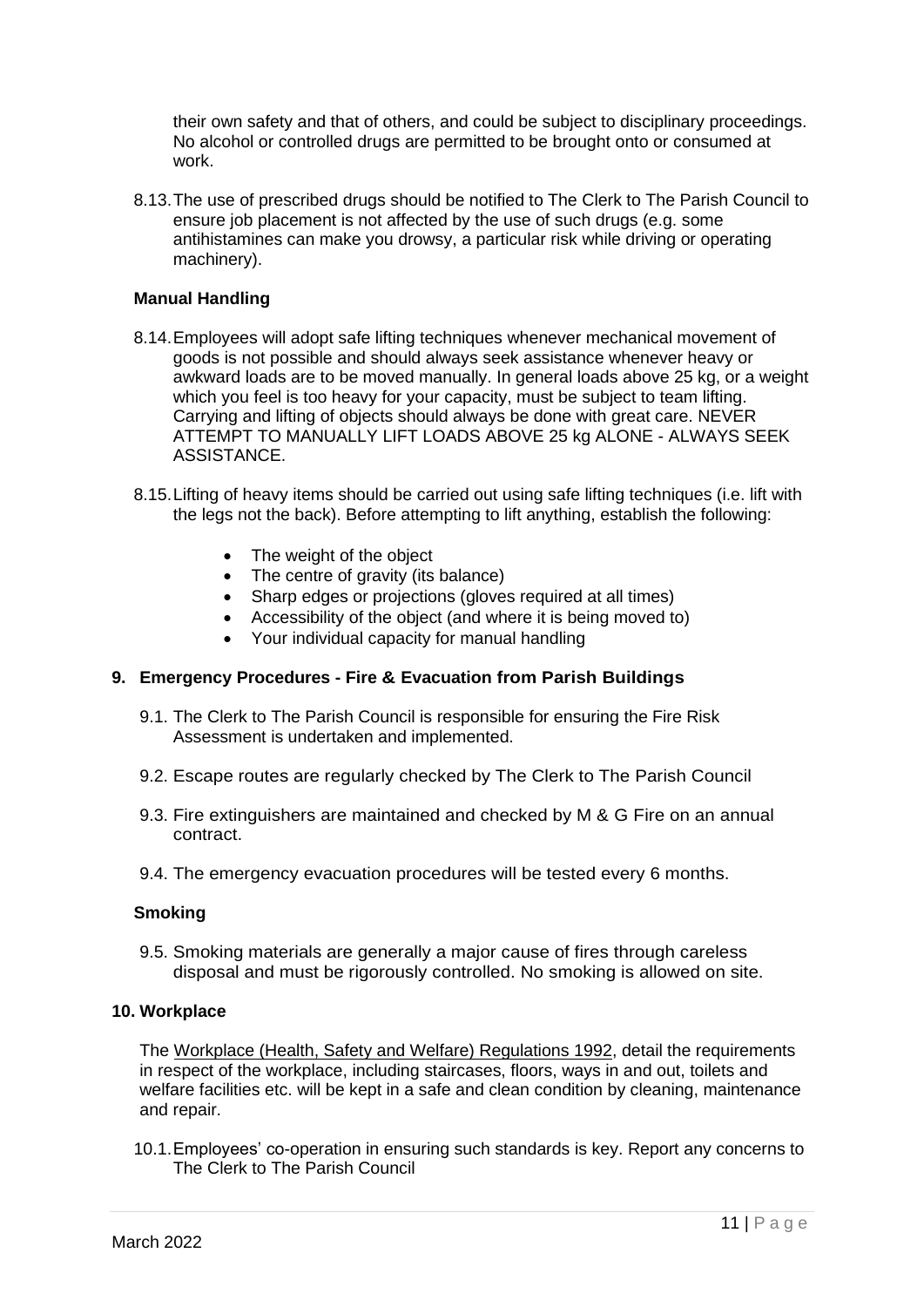their own safety and that of others, and could be subject to disciplinary proceedings. No alcohol or controlled drugs are permitted to be brought onto or consumed at work.

8.13. The use of prescribed drugs should be notified to The Clerk to The Parish Council to ensure job placement is not affected by the use of such drugs (e.g. some antihistamines can make you drowsy, a particular risk while driving or operating machinery).

### Manual Handling

8.14. Employees will adopt safe lifting techniques whenever mechanical movement of goods is not possible and should always seek assistance whenever heavy or awkward loads are to be moved manually. In general loads above 25 kg, or a weight which you feel is too heavy for your capacity, must be subject to team lifting. Carrying and lifting of objects should always be done with great care. NEVER ATTEMPT TO MANUALLY LIFT LOADS ABOVE 25 kg ALONE - ALWAYS SEEK ASSISTANCE.

8.15. Lifting of heavy items should be carried out using safe lifting techniques (i.e. lift with the legs not the back). Before attempting to lift anything, establish the following:

- The weight of the object
- The centre of gravity (its balance)
- Sharp edges or projections (gloves required at all times)
- Accessibility of the object (and where it is being moved to)
- Your individual capacity for manual handling

## 9. Emergency Procedures - Fire & Evacuation from Parish Buildings

9.1. The Clerk to The Parish Council is responsible for ensuring the Fire Risk Assessment is undertaken and implemented.

9.2. Escape routes are regularly checked by The Clerk to The Parish Council

9.3. Fire extinguishers are maintained and checked by M & G Fire on an annual contract.

9.4. The emergency evacuation procedures will be tested every 6 months.

### Smoking

9.5. Smoking materials are generally a major cause of fires through careless disposal and must be rigorously controlled. No smoking is allowed on site.

## 10. Workplace

The Workplace (Health, Safety and Welfare) Regulations 1992, detail the requirements in respect of the workplace, including staircases, floors, ways in and out, toilets and welfare facilities etc. will be kept in a safe and clean condition by cleaning, maintenance and repair.

10.1. Employees' co-operation in ensuring such standards is key. Report any concerns to The Clerk to The Parish Council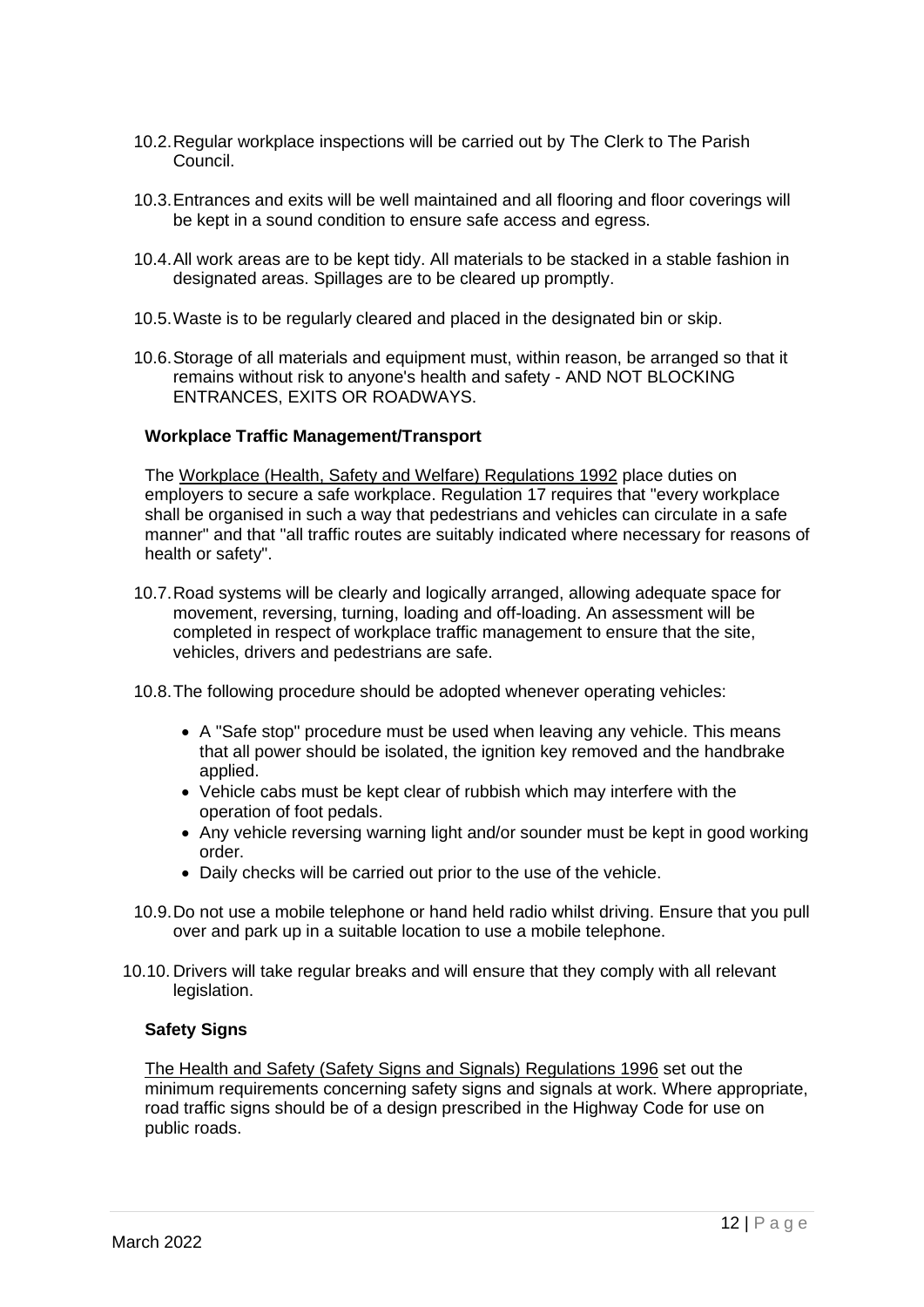10.2. Regular workplace inspections will be carried out by The Clerk to The Parish Council.

10.3. Entrances and exits will be well maintained and all flooring and floor coverings will be kept in a sound condition to ensure safe access and egress.

10.4. All work areas are to be kept tidy. All materials to be stacked in a stable fashion in designated areas. Spillages are to be cleared up promptly.

10.5. Waste is to be regularly cleared and placed in the designated bin or skip.

10.6. Storage of all materials and equipment must, within reason, be arranged so that it remains without risk to anyone's health and safety - AND NOT BLOCKING ENTRANCES, EXITS OR ROADWAYS.

**Workplace Traffic Management/Transport**

The Workplace (Health, Safety and Welfare) Regulations 1992 place duties on employers to secure a safe workplace. Regulation 17 requires that "every workplace shall be organised in such a way that pedestrians and vehicles can circulate in a safe manner" and that "all traffic routes are suitably indicated where necessary for reasons of health or safety".

10.7. Road systems will be clearly and logically arranged, allowing adequate space for movement, reversing, turning, loading and off-loading. An assessment will be completed in respect of workplace traffic management to ensure that the site, vehicles, drivers and pedestrians are safe.

10.8. The following procedure should be adopted whenever operating vehicles:

- A "Safe stop" procedure must be used when leaving any vehicle. This means that all power should be isolated, the ignition key removed and the handbrake applied.
- Vehicle cabs must be kept clear of rubbish which may interfere with the operation of foot pedals.
- Any vehicle reversing warning light and/or sounder must be kept in good working order.
- Daily checks will be carried out prior to the use of the vehicle.

10.9. Do not use a mobile telephone or hand held radio whilst driving. Ensure that you pull over and park up in a suitable location to use a mobile telephone.

10.10. Drivers will take regular breaks and will ensure that they comply with all relevant legislation.

**Safety Signs**

The Health and Safety (Safety Signs and Signals) Regulations 1996 set out the minimum requirements concerning safety signs and signals at work. Where appropriate, road traffic signs should be of a design prescribed in the Highway Code for use on public roads.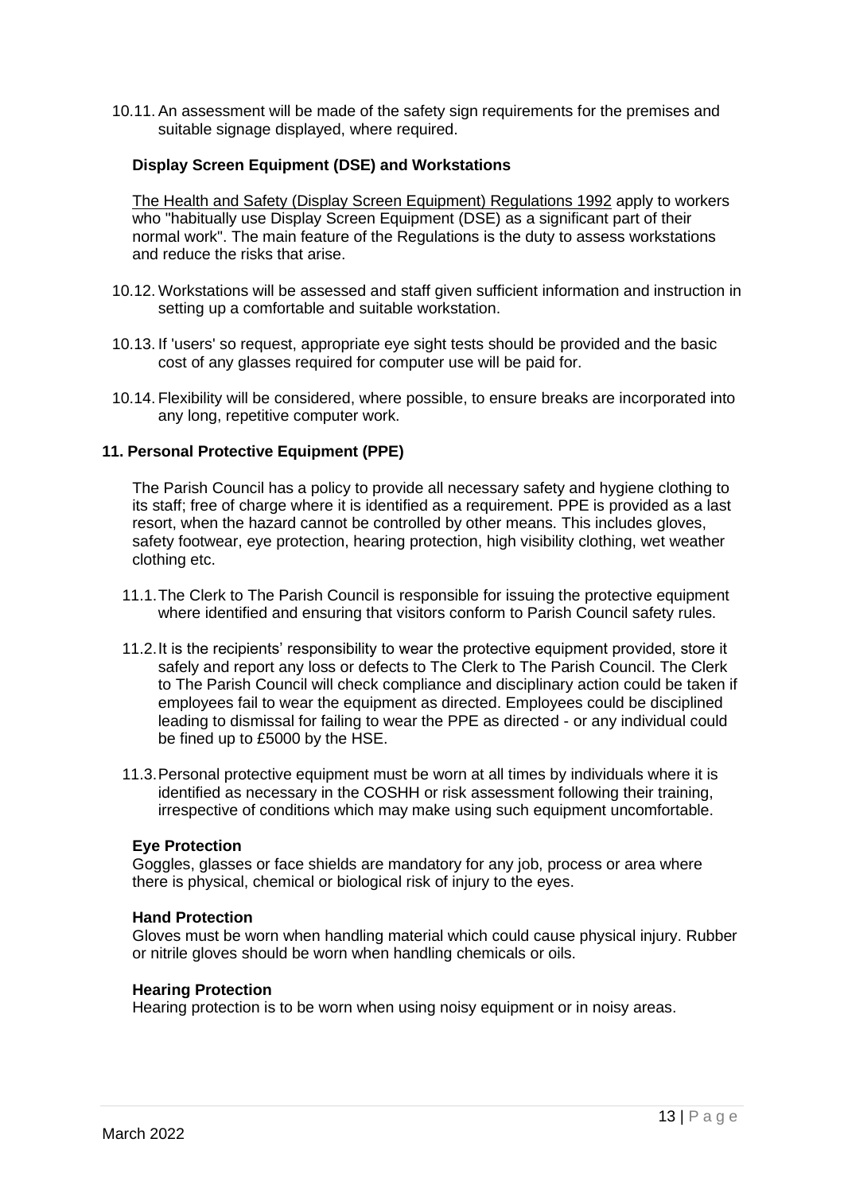10.11. An assessment will be made of the safety sign requirements for the premises and suitable signage displayed, where required.

### Display Screen Equipment (DSE) and Workstations

The Health and Safety (Display Screen Equipment) Regulations 1992 apply to workers who "habitually use Display Screen Equipment (DSE) as a significant part of their normal work". The main feature of the Regulations is the duty to assess workstations and reduce the risks that arise.

10.12. Workstations will be assessed and staff given sufficient information and instruction in setting up a comfortable and suitable workstation.

10.13. If 'users' so request, appropriate eye sight tests should be provided and the basic cost of any glasses required for computer use will be paid for.

10.14. Flexibility will be considered, where possible, to ensure breaks are incorporated into any long, repetitive computer work.

## 11. Personal Protective Equipment (PPE)

The Parish Council has a policy to provide all necessary safety and hygiene clothing to its staff; free of charge where it is identified as a requirement. PPE is provided as a last resort, when the hazard cannot be controlled by other means. This includes gloves, safety footwear, eye protection, hearing protection, high visibility clothing, wet weather clothing etc.

11.1. The Clerk to The Parish Council is responsible for issuing the protective equipment where identified and ensuring that visitors conform to Parish Council safety rules.

11.2. It is the recipients' responsibility to wear the protective equipment provided, store it safely and report any loss or defects to The Clerk to The Parish Council. The Clerk to The Parish Council will check compliance and disciplinary action could be taken if employees fail to wear the equipment as directed. Employees could be disciplined leading to dismissal for failing to wear the PPE as directed - or any individual could be fined up to £5000 by the HSE.

11.3. Personal protective equipment must be worn at all times by individuals where it is identified as necessary in the COSHH or risk assessment following their training, irrespective of conditions which may make using such equipment uncomfortable.

### Eye Protection

Goggles, glasses or face shields are mandatory for any job, process or area where there is physical, chemical or biological risk of injury to the eyes.

### Hand Protection

Gloves must be worn when handling material which could cause physical injury. Rubber or nitrile gloves should be worn when handling chemicals or oils.

### Hearing Protection

Hearing protection is to be worn when using noisy equipment or in noisy areas.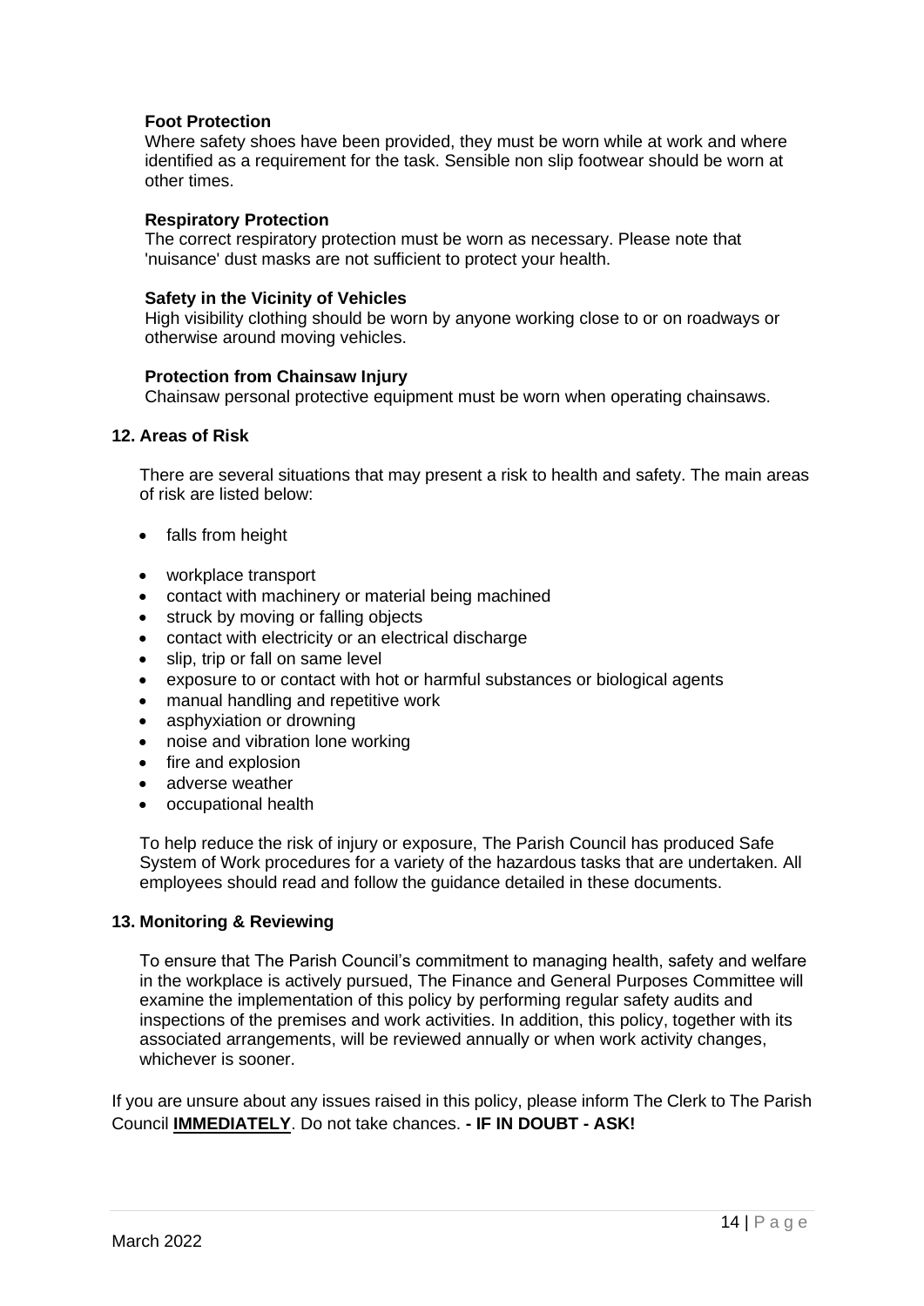**Foot Protection**
Where safety shoes have been provided, they must be worn while at work and where identified as a requirement for the task. Sensible non slip footwear should be worn at other times.

**Respiratory Protection**
The correct respiratory protection must be worn as necessary. Please note that 'nuisance' dust masks are not sufficient to protect your health.

**Safety in the Vicinity of Vehicles**
High visibility clothing should be worn by anyone working close to or on roadways or otherwise around moving vehicles.

**Protection from Chainsaw Injury**
Chainsaw personal protective equipment must be worn when operating chainsaws.

## 12. Areas of Risk

There are several situations that may present a risk to health and safety. The main areas of risk are listed below:

- falls from height
- workplace transport
- contact with machinery or material being machined
- struck by moving or falling objects
- contact with electricity or an electrical discharge
- slip, trip or fall on same level
- exposure to or contact with hot or harmful substances or biological agents
- manual handling and repetitive work
- asphyxiation or drowning
- noise and vibration lone working
- fire and explosion
- adverse weather
- occupational health

To help reduce the risk of injury or exposure, The Parish Council has produced Safe System of Work procedures for a variety of the hazardous tasks that are undertaken. All employees should read and follow the guidance detailed in these documents.

## 13. Monitoring & Reviewing

To ensure that The Parish Council's commitment to managing health, safety and welfare in the workplace is actively pursued, The Finance and General Purposes Committee will examine the implementation of this policy by performing regular safety audits and inspections of the premises and work activities. In addition, this policy, together with its associated arrangements, will be reviewed annually or when work activity changes, whichever is sooner.

If you are unsure about any issues raised in this policy, please inform The Clerk to The Parish Council **IMMEDIATELY**. Do not take chances. **- IF IN DOUBT - ASK!**

March 2022